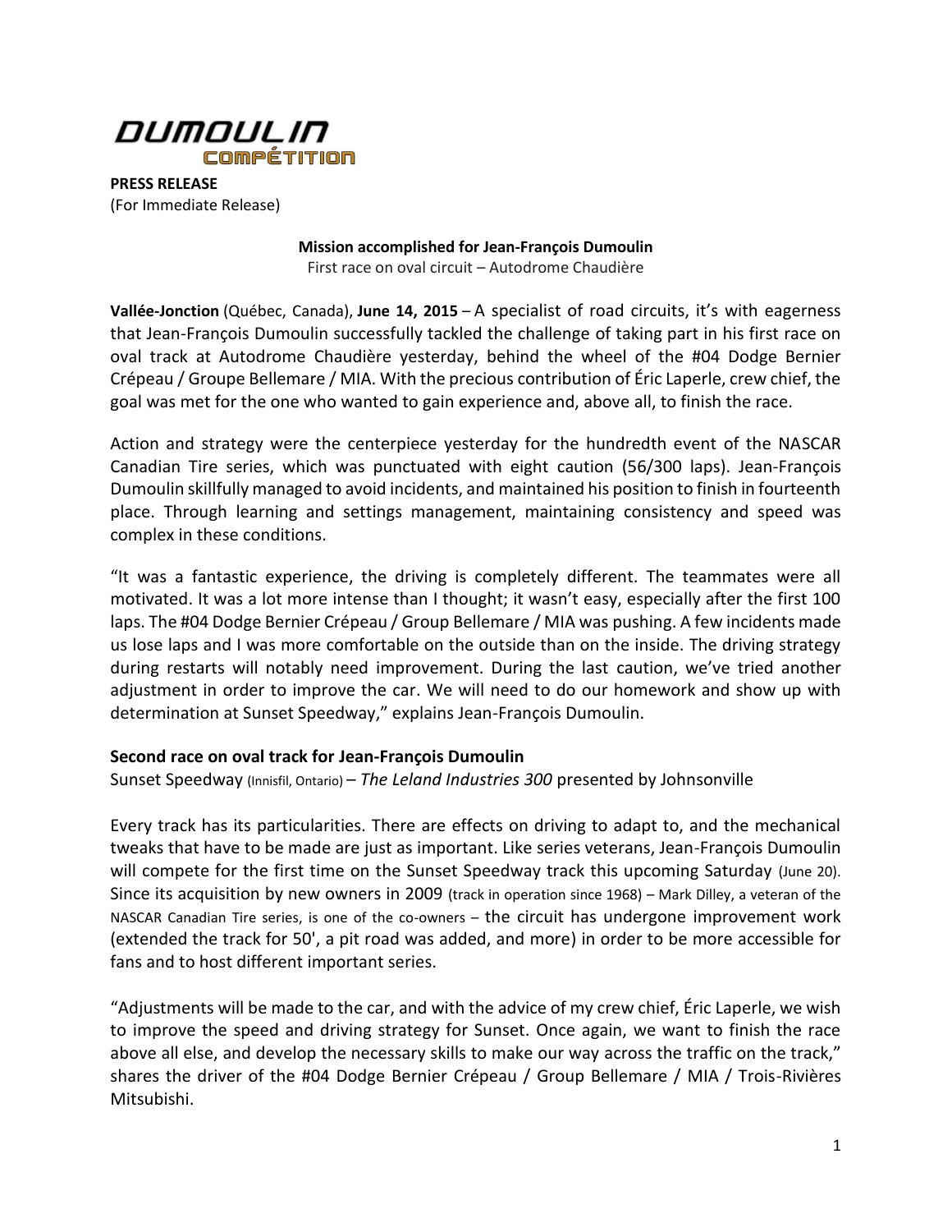**DUMOULIN**
**COMPÉTITION**

**PRESS RELEASE**
(For Immediate Release)

**Mission accomplished for Jean-François Dumoulin**
First race on oval circuit – Autodrome Chaudière

**Vallée-Jonction** (Québec, Canada), **June 14, 2015** – A specialist of road circuits, it's with eagerness that Jean-François Dumoulin successfully tackled the challenge of taking part in his first race on oval track at Autodrome Chaudière yesterday, behind the wheel of the #04 Dodge Bernier Crépeau / Groupe Bellemare / MIA. With the precious contribution of Éric Laperle, crew chief, the goal was met for the one who wanted to gain experience and, above all, to finish the race.

Action and strategy were the centerpiece yesterday for the hundredth event of the NASCAR Canadian Tire series, which was punctuated with eight caution (56/300 laps). Jean-François Dumoulin skillfully managed to avoid incidents, and maintained his position to finish in fourteenth place. Through learning and settings management, maintaining consistency and speed was complex in these conditions.

"It was a fantastic experience, the driving is completely different. The teammates were all motivated. It was a lot more intense than I thought; it wasn't easy, especially after the first 100 laps. The #04 Dodge Bernier Crépeau / Group Bellemare / MIA was pushing. A few incidents made us lose laps and I was more comfortable on the outside than on the inside. The driving strategy during restarts will notably need improvement. During the last caution, we've tried another adjustment in order to improve the car. We will need to do our homework and show up with determination at Sunset Speedway," explains Jean-François Dumoulin.

### Second race on oval track for Jean-François Dumoulin

Sunset Speedway (Innisfil, Ontario) – *The Leland Industries 300* presented by Johnsonville

Every track has its particularities. There are effects on driving to adapt to, and the mechanical tweaks that have to be made are just as important. Like series veterans, Jean-François Dumoulin will compete for the first time on the Sunset Speedway track this upcoming Saturday (June 20). Since its acquisition by new owners in 2009 (track in operation since 1968) – Mark Dilley, a veteran of the NASCAR Canadian Tire series, is one of the co-owners – the circuit has undergone improvement work (extended the track for 50', a pit road was added, and more) in order to be more accessible for fans and to host different important series.

"Adjustments will be made to the car, and with the advice of my crew chief, Éric Laperle, we wish to improve the speed and driving strategy for Sunset. Once again, we want to finish the race above all else, and develop the necessary skills to make our way across the traffic on the track," shares the driver of the #04 Dodge Bernier Crépeau / Group Bellemare / MIA / Trois-Rivières Mitsubishi.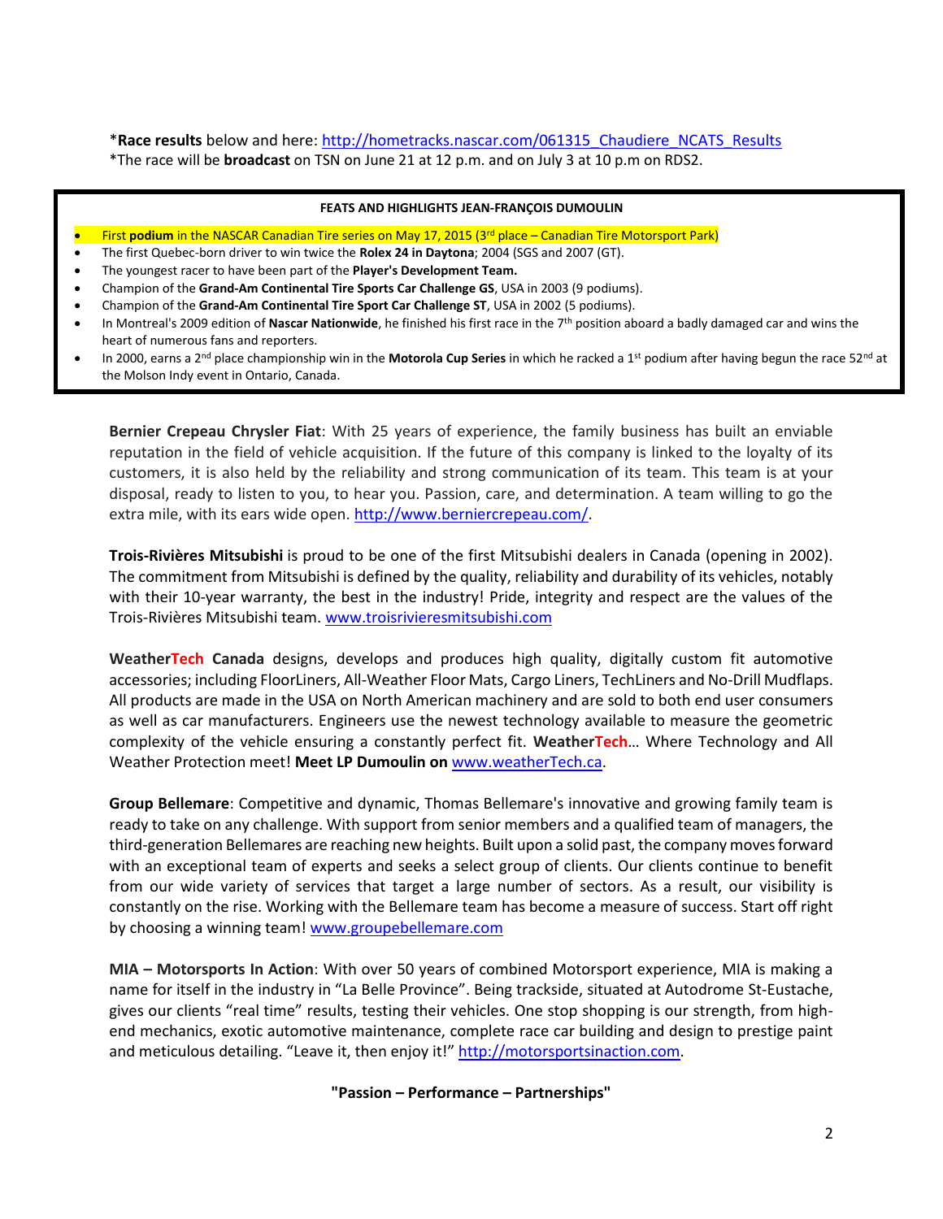\***Race results** below and here: http://hometracks.nascar.com/061315_Chaudiere_NCATS_Results
\*The race will be **broadcast** on TSN on June 21 at 12 p.m. and on July 3 at 10 p.m on RDS2.

**FEATS AND HIGHLIGHTS JEAN-FRANÇOIS DUMOULIN**

- First **podium** in the NASCAR Canadian Tire series on May 17, 2015 (3rd place – Canadian Tire Motorsport Park)
- The first Quebec-born driver to win twice the **Rolex 24 in Daytona**; 2004 (SGS and 2007 (GT).
- The youngest racer to have been part of the **Player's Development Team.**
- Champion of the **Grand-Am Continental Tire Sports Car Challenge GS**, USA in 2003 (9 podiums).
- Champion of the **Grand-Am Continental Tire Sport Car Challenge ST**, USA in 2002 (5 podiums).
- In Montreal's 2009 edition of **Nascar Nationwide**, he finished his first race in the 7th position aboard a badly damaged car and wins the heart of numerous fans and reporters.
- In 2000, earns a 2nd place championship win in the **Motorola Cup Series** in which he racked a 1st podium after having begun the race 52nd at the Molson Indy event in Ontario, Canada.

**Bernier Crepeau Chrysler Fiat**: With 25 years of experience, the family business has built an enviable reputation in the field of vehicle acquisition. If the future of this company is linked to the loyalty of its customers, it is also held by the reliability and strong communication of its team. This team is at your disposal, ready to listen to you, to hear you. Passion, care, and determination. A team willing to go the extra mile, with its ears wide open. http://www.berniercrepeau.com/.

**Trois-Rivières Mitsubishi** is proud to be one of the first Mitsubishi dealers in Canada (opening in 2002). The commitment from Mitsubishi is defined by the quality, reliability and durability of its vehicles, notably with their 10-year warranty, the best in the industry! Pride, integrity and respect are the values of the Trois-Rivières Mitsubishi team. www.troisrivieresmitsubishi.com

**WeatherTech Canada** designs, develops and produces high quality, digitally custom fit automotive accessories; including FloorLiners, All-Weather Floor Mats, Cargo Liners, TechLiners and No-Drill Mudflaps. All products are made in the USA on North American machinery and are sold to both end user consumers as well as car manufacturers. Engineers use the newest technology available to measure the geometric complexity of the vehicle ensuring a constantly perfect fit. **WeatherTech**… Where Technology and All Weather Protection meet! **Meet LP Dumoulin on** www.weatherTech.ca.

**Group Bellemare**: Competitive and dynamic, Thomas Bellemare's innovative and growing family team is ready to take on any challenge. With support from senior members and a qualified team of managers, the third-generation Bellemares are reaching new heights. Built upon a solid past, the company moves forward with an exceptional team of experts and seeks a select group of clients. Our clients continue to benefit from our wide variety of services that target a large number of sectors. As a result, our visibility is constantly on the rise. Working with the Bellemare team has become a measure of success. Start off right by choosing a winning team! www.groupebellemare.com

**MIA – Motorsports In Action**: With over 50 years of combined Motorsport experience, MIA is making a name for itself in the industry in "La Belle Province". Being trackside, situated at Autodrome St-Eustache, gives our clients "real time" results, testing their vehicles. One stop shopping is our strength, from high-end mechanics, exotic automotive maintenance, complete race car building and design to prestige paint and meticulous detailing. "Leave it, then enjoy it!" http://motorsportsinaction.com.

**"Passion – Performance – Partnerships"**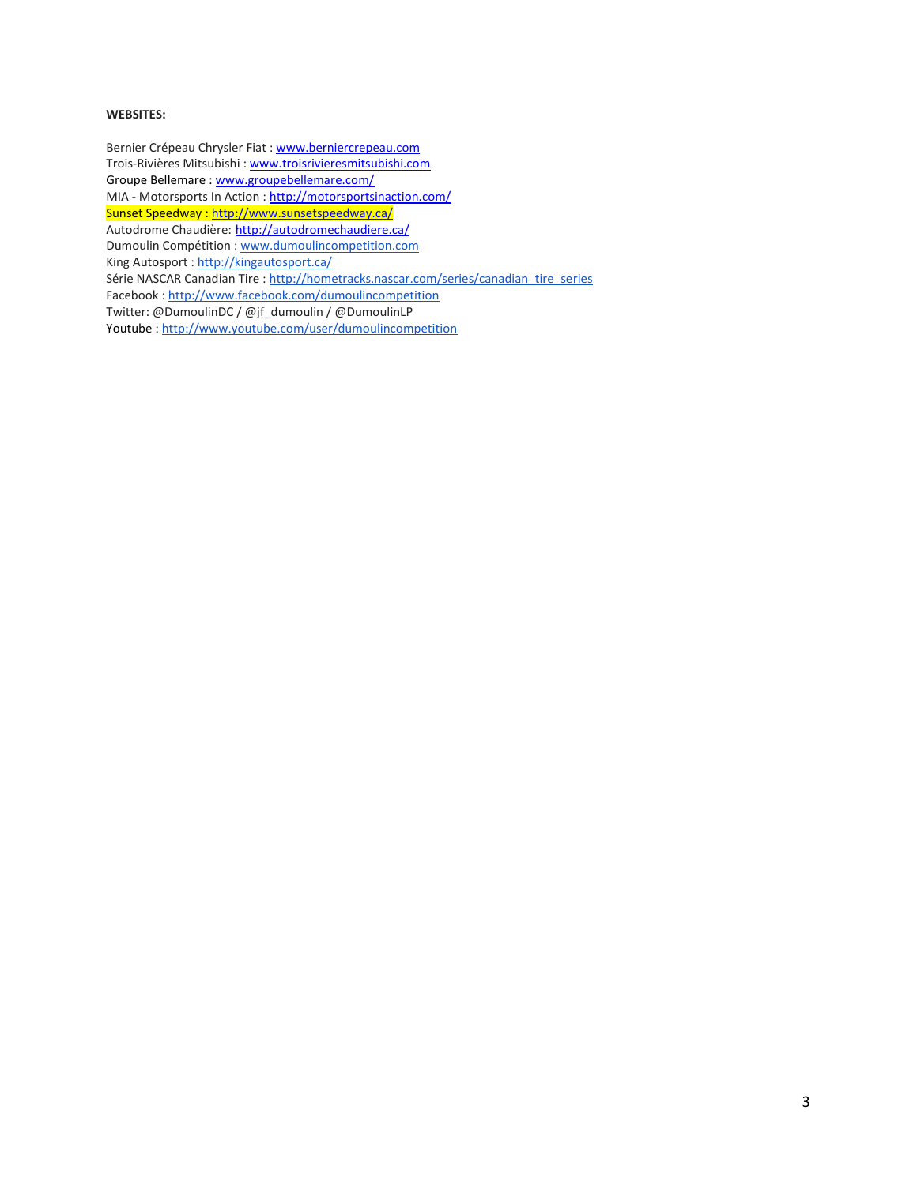**WEBSITES:**

Bernier Crépeau Chrysler Fiat : www.berniercrepeau.com
Trois-Rivières Mitsubishi : www.troisrivieresmitsubishi.com
Groupe Bellemare : www.groupebellemare.com/
MIA - Motorsports In Action : http://motorsportsinaction.com/
Sunset Speedway : http://www.sunsetspeedway.ca/
Autodrome Chaudière: http://autodromechaudiere.ca/
Dumoulin Compétition : www.dumoulincompetition.com
King Autosport : http://kingautosport.ca/
Série NASCAR Canadian Tire : http://hometracks.nascar.com/series/canadian_tire_series
Facebook : http://www.facebook.com/dumoulincompetition
Twitter: @DumoulinDC / @jf_dumoulin / @DumoulinLP
Youtube : http://www.youtube.com/user/dumoulincompetition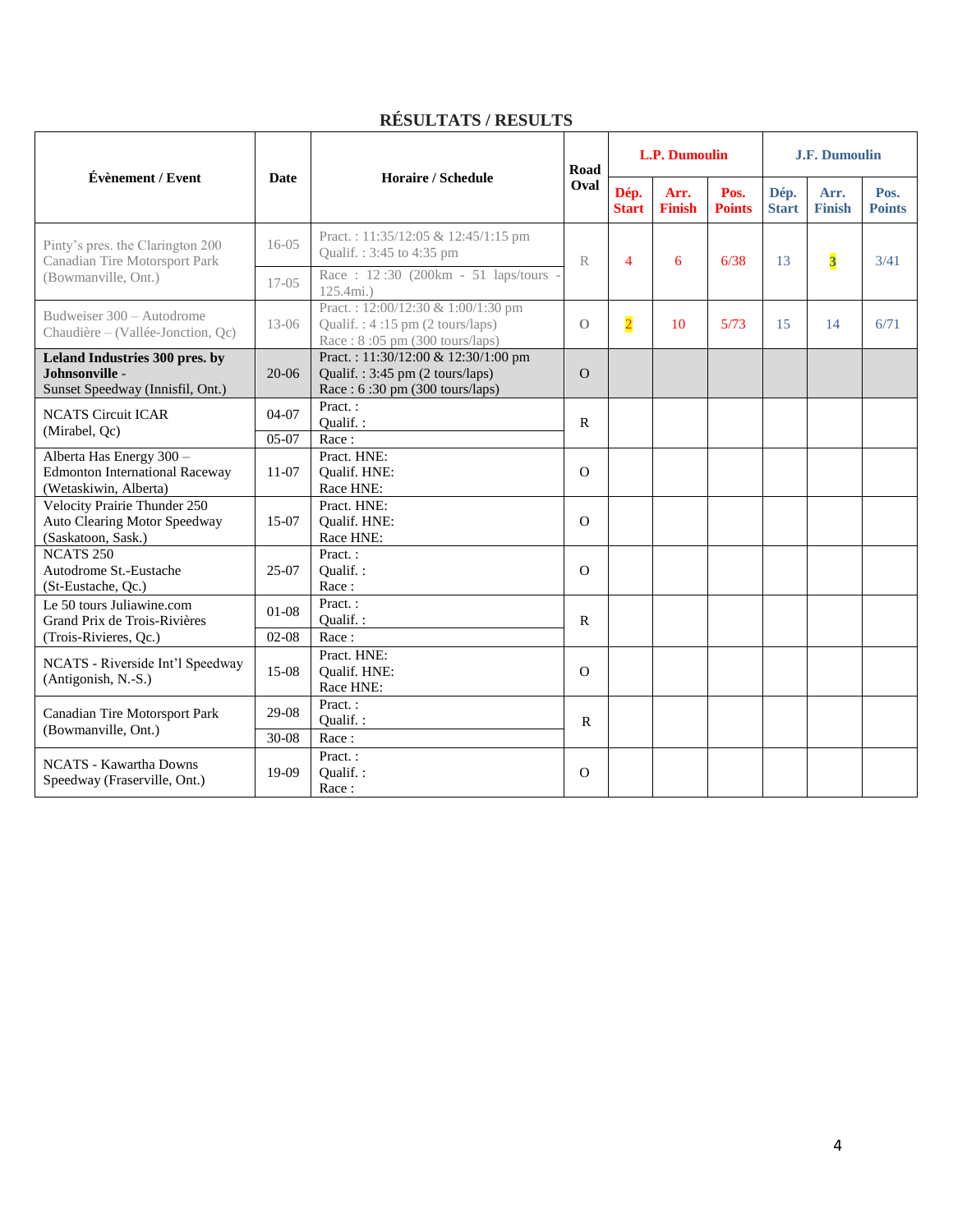## RÉSULTATS / RESULTS

| Évènement / Event | Date | Horaire / Schedule | Road Oval | L.P. Dumoulin | | | J.F. Dumoulin | | |
|---|---|---|---|---|---|---|---|---|---|
| | | | | Dép. Start | Arr. Finish | Pos. Points | Dép. Start | Arr. Finish | Pos. Points |
| Pinty's pres. the Clarington 200 Canadian Tire Motorsport Park (Bowmanville, Ont.) | 16-05 | Pract. : 11:35/12:05 & 12:45/1:15 pm<br>Qualif. : 3:45 to 4:35 pm | R | 4 | 6 | 6/38 | 13 | 3 | 3/41 |
| | 17-05 | Race : 12 :30 (200km - 51 laps/tours - 125.4mi.) | | | | | | | |
| Budweiser 300 – Autodrome Chaudière – (Vallée-Jonction, Qc) | 13-06 | Pract. : 12:00/12:30 & 1:00/1:30 pm<br>Qualif. : 4 :15 pm (2 tours/laps)<br>Race : 8 :05 pm (300 tours/laps) | O | 2 | 10 | 5/73 | 15 | 14 | 6/71 |
| **Leland Industries 300 pres. by Johnsonville -** Sunset Speedway (Innisfil, Ont.) | 20-06 | Pract. : 11:30/12:00 & 12:30/1:00 pm<br>Qualif. : 3:45 pm (2 tours/laps)<br>Race : 6 :30 pm (300 tours/laps) | O | | | | | | |
| NCATS Circuit ICAR (Mirabel, Qc) | 04-07 | Pract. :<br>Qualif. : | R | | | | | | |
| | 05-07 | Race : | | | | | | | |
| Alberta Has Energy 300 – Edmonton International Raceway (Wetaskiwin, Alberta) | 11-07 | Pract. HNE:<br>Qualif. HNE:<br>Race HNE: | O | | | | | | |
| Velocity Prairie Thunder 250 Auto Clearing Motor Speedway (Saskatoon, Sask.) | 15-07 | Pract. HNE:<br>Qualif. HNE:<br>Race HNE: | O | | | | | | |
| NCATS 250 Autodrome St.-Eustache (St-Eustache, Qc.) | 25-07 | Pract. :<br>Qualif. :<br>Race : | O | | | | | | |
| Le 50 tours Juliawine.com Grand Prix de Trois-Rivières (Trois-Rivieres, Qc.) | 01-08 | Pract. :<br>Qualif. : | R | | | | | | |
| | 02-08 | Race : | | | | | | | |
| NCATS - Riverside Int'l Speedway (Antigonish, N.-S.) | 15-08 | Pract. HNE:<br>Qualif. HNE:<br>Race HNE: | O | | | | | | |
| Canadian Tire Motorsport Park (Bowmanville, Ont.) | 29-08 | Pract. :<br>Qualif. : | R | | | | | | |
| | 30-08 | Race : | | | | | | | |
| NCATS - Kawartha Downs Speedway (Fraserville, Ont.) | 19-09 | Pract. :<br>Qualif. :<br>Race : | O | | | | | | |